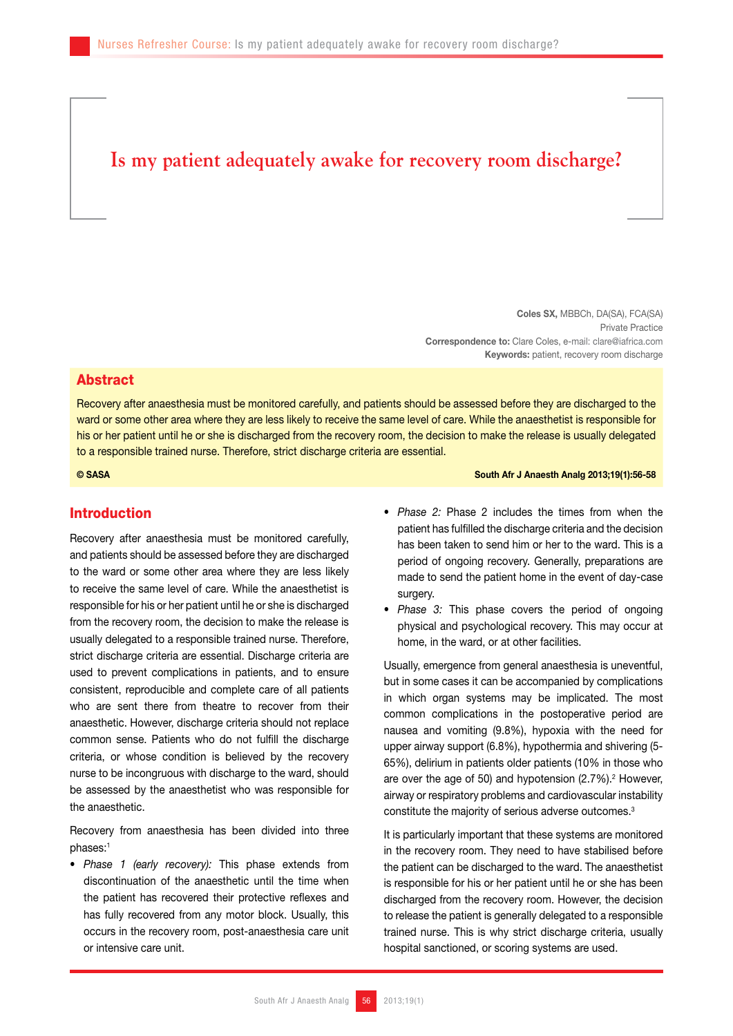# Is my patient adequately awake for recovery room discharge?

**Coles SX,** MBBCh, DA(SA), FCA(SA)
Private Practice
**Correspondence to:** Clare Coles, e-mail: clare@iafrica.com
**Keywords:** patient, recovery room discharge

## Abstract

Recovery after anaesthesia must be monitored carefully, and patients should be assessed before they are discharged to the ward or some other area where they are less likely to receive the same level of care. While the anaesthetist is responsible for his or her patient until he or she is discharged from the recovery room, the decision to make the release is usually delegated to a responsible trained nurse. Therefore, strict discharge criteria are essential.

**© SASA**

## Introduction

Recovery after anaesthesia must be monitored carefully, and patients should be assessed before they are discharged to the ward or some other area where they are less likely to receive the same level of care. While the anaesthetist is responsible for his or her patient until he or she is discharged from the recovery room, the decision to make the release is usually delegated to a responsible trained nurse. Therefore, strict discharge criteria are essential. Discharge criteria are used to prevent complications in patients, and to ensure consistent, reproducible and complete care of all patients who are sent there from theatre to recover from their anaesthetic. However, discharge criteria should not replace common sense. Patients who do not fulfill the discharge criteria, or whose condition is believed by the recovery nurse to be incongruous with discharge to the ward, should be assessed by the anaesthetist who was responsible for the anaesthetic.

Recovery from anaesthesia has been divided into three phases:[1]

- *Phase 1 (early recovery):* This phase extends from discontinuation of the anaesthetic until the time when the patient has recovered their protective reflexes and has fully recovered from any motor block. Usually, this occurs in the recovery room, post-anaesthesia care unit or intensive care unit.
- *Phase 2:* Phase 2 includes the times from when the patient has fulfilled the discharge criteria and the decision has been taken to send him or her to the ward. This is a period of ongoing recovery. Generally, preparations are made to send the patient home in the event of day-case surgery.
- *Phase 3:* This phase covers the period of ongoing physical and psychological recovery. This may occur at home, in the ward, or at other facilities.

Usually, emergence from general anaesthesia is uneventful, but in some cases it can be accompanied by complications in which organ systems may be implicated. The most common complications in the postoperative period are nausea and vomiting (9.8%), hypoxia with the need for upper airway support (6.8%), hypothermia and shivering (5-65%), delirium in patients older patients (10% in those who are over the age of 50) and hypotension (2.7%).[2] However, airway or respiratory problems and cardiovascular instability constitute the majority of serious adverse outcomes.[3]

It is particularly important that these systems are monitored in the recovery room. They need to have stabilised before the patient can be discharged to the ward. The anaesthetist is responsible for his or her patient until he or she has been discharged from the recovery room. However, the decision to release the patient is generally delegated to a responsible trained nurse. This is why strict discharge criteria, usually hospital sanctioned, or scoring systems are used.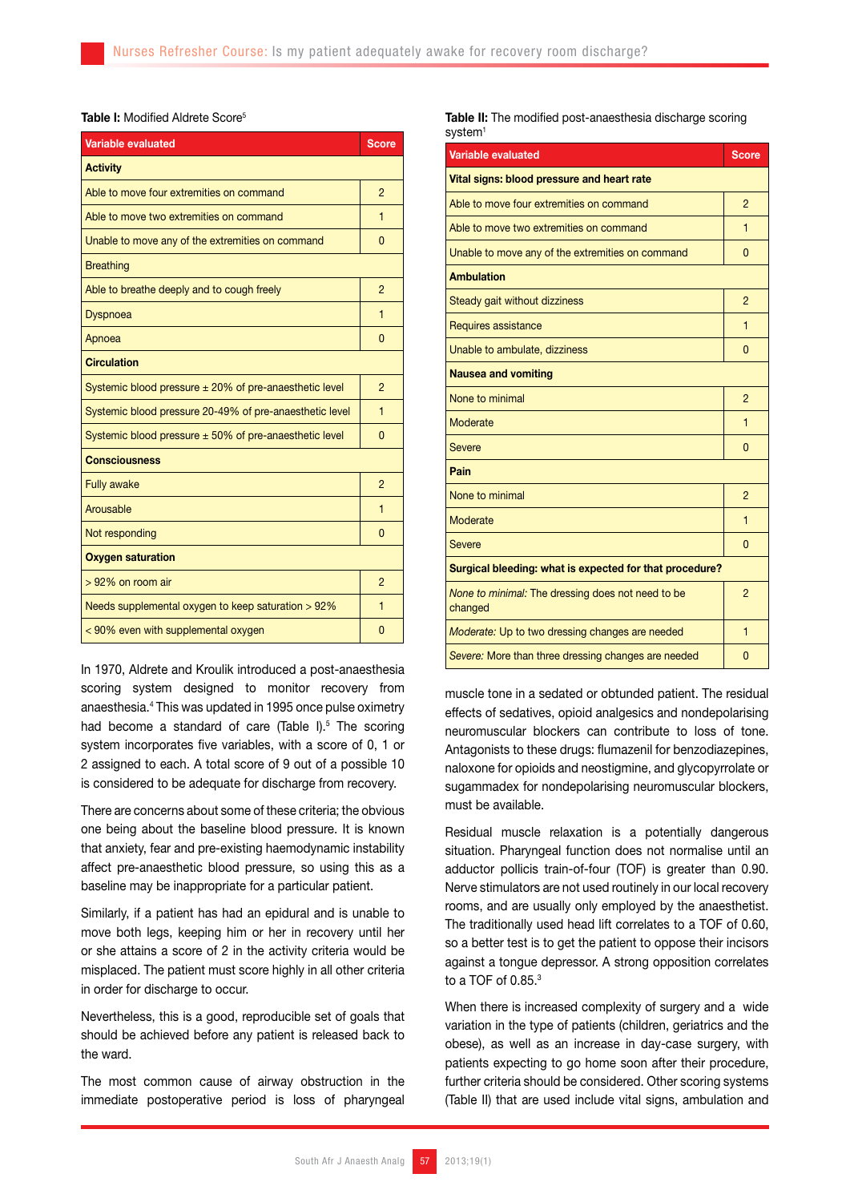**Table I:** Modified Aldrete Score[5]

| Variable evaluated | Score |
|---|---|
| **Activity** | |
| Able to move four extremities on command | 2 |
| Able to move two extremities on command | 1 |
| Unable to move any of the extremities on command | 0 |
| Breathing | |
| Able to breathe deeply and to cough freely | 2 |
| Dyspnoea | 1 |
| Apnoea | 0 |
| **Circulation** | |
| Systemic blood pressure ± 20% of pre-anaesthetic level | 2 |
| Systemic blood pressure 20-49% of pre-anaesthetic level | 1 |
| Systemic blood pressure ± 50% of pre-anaesthetic level | 0 |
| **Consciousness** | |
| Fully awake | 2 |
| Arousable | 1 |
| Not responding | 0 |
| **Oxygen saturation** | |
| > 92% on room air | 2 |
| Needs supplemental oxygen to keep saturation > 92% | 1 |
| < 90% even with supplemental oxygen | 0 |

In 1970, Aldrete and Kroulik introduced a post-anaesthesia scoring system designed to monitor recovery from anaesthesia.[4] This was updated in 1995 once pulse oximetry had become a standard of care (Table I).[5] The scoring system incorporates five variables, with a score of 0, 1 or 2 assigned to each. A total score of 9 out of a possible 10 is considered to be adequate for discharge from recovery.

There are concerns about some of these criteria; the obvious one being about the baseline blood pressure. It is known that anxiety, fear and pre-existing haemodynamic instability affect pre-anaesthetic blood pressure, so using this as a baseline may be inappropriate for a particular patient.

Similarly, if a patient has had an epidural and is unable to move both legs, keeping him or her in recovery until her or she attains a score of 2 in the activity criteria would be misplaced. The patient must score highly in all other criteria in order for discharge to occur.

Nevertheless, this is a good, reproducible set of goals that should be achieved before any patient is released back to the ward.

The most common cause of airway obstruction in the immediate postoperative period is loss of pharyngeal muscle tone in a sedated or obtunded patient. The residual effects of sedatives, opioid analgesics and nondepolarising neuromuscular blockers can contribute to loss of tone. Antagonists to these drugs: flumazenil for benzodiazepines, naloxone for opioids and neostigmine, and glycopyrrolate or sugammadex for nondepolarising neuromuscular blockers, must be available.

Residual muscle relaxation is a potentially dangerous situation. Pharyngeal function does not normalise until an adductor pollicis train-of-four (TOF) is greater than 0.90. Nerve stimulators are not used routinely in our local recovery rooms, and are usually only employed by the anaesthetist. The traditionally used head lift correlates to a TOF of 0.60, so a better test is to get the patient to oppose their incisors against a tongue depressor. A strong opposition correlates to a TOF of 0.85.[3]

When there is increased complexity of surgery and a wide variation in the type of patients (children, geriatrics and the obese), as well as an increase in day-case surgery, with patients expecting to go home soon after their procedure, further criteria should be considered. Other scoring systems (Table II) that are used include vital signs, ambulation and

**Table II:** The modified post-anaesthesia discharge scoring system[1]

| Variable evaluated | Score |
|---|---|
| **Vital signs: blood pressure and heart rate** | |
| Able to move four extremities on command | 2 |
| Able to move two extremities on command | 1 |
| Unable to move any of the extremities on command | 0 |
| **Ambulation** | |
| Steady gait without dizziness | 2 |
| Requires assistance | 1 |
| Unable to ambulate, dizziness | 0 |
| **Nausea and vomiting** | |
| None to minimal | 2 |
| Moderate | 1 |
| Severe | 0 |
| **Pain** | |
| None to minimal | 2 |
| Moderate | 1 |
| Severe | 0 |
| **Surgical bleeding: what is expected for that procedure?** | |
| *None to minimal:* The dressing does not need to be changed | 2 |
| *Moderate:* Up to two dressing changes are needed | 1 |
| *Severe:* More than three dressing changes are needed | 0 |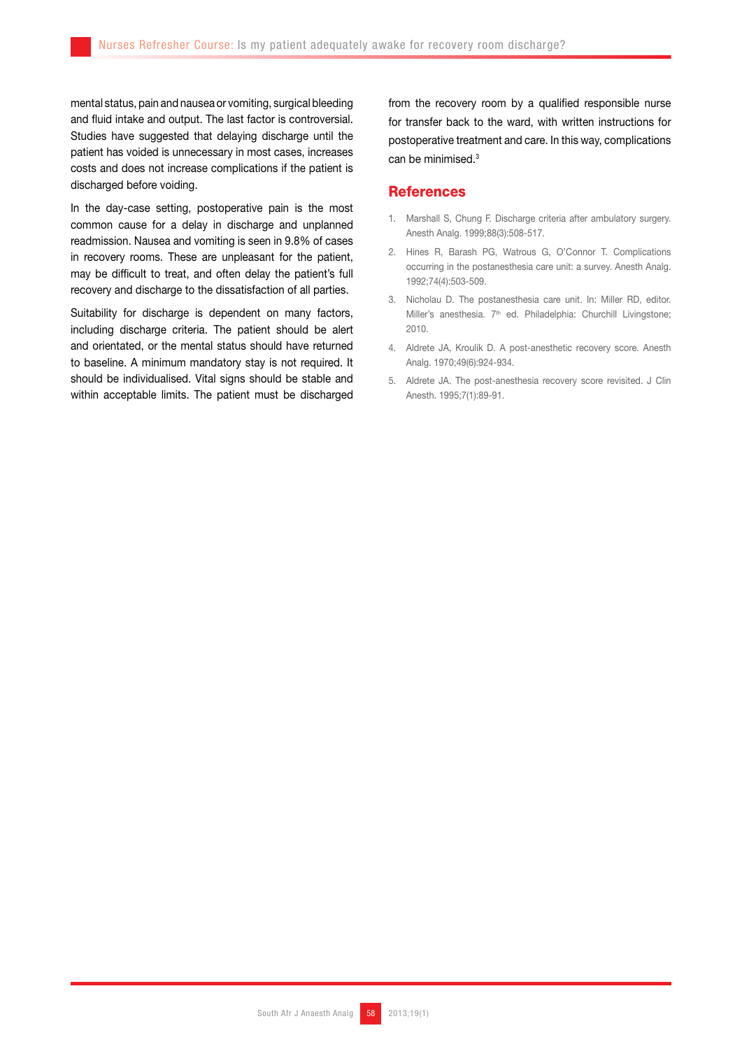mental status, pain and nausea or vomiting, surgical bleeding and fluid intake and output. The last factor is controversial. Studies have suggested that delaying discharge until the patient has voided is unnecessary in most cases, increases costs and does not increase complications if the patient is discharged before voiding.

In the day-case setting, postoperative pain is the most common cause for a delay in discharge and unplanned readmission. Nausea and vomiting is seen in 9.8% of cases in recovery rooms. These are unpleasant for the patient, may be difficult to treat, and often delay the patient's full recovery and discharge to the dissatisfaction of all parties.

Suitability for discharge is dependent on many factors, including discharge criteria. The patient should be alert and orientated, or the mental status should have returned to baseline. A minimum mandatory stay is not required. It should be individualised. Vital signs should be stable and within acceptable limits. The patient must be discharged from the recovery room by a qualified responsible nurse for transfer back to the ward, with written instructions for postoperative treatment and care. In this way, complications can be minimised.[3]

## References

1. Marshall S, Chung F. Discharge criteria after ambulatory surgery. Anesth Analg. 1999;88(3):508-517.
2. Hines R, Barash PG, Watrous G, O'Connor T. Complications occurring in the postanesthesia care unit: a survey. Anesth Analg. 1992;74(4):503-509.
3. Nicholau D. The postanesthesia care unit. In: Miller RD, editor. Miller's anesthesia. 7th ed. Philadelphia: Churchill Livingstone; 2010.
4. Aldrete JA, Kroulik D. A post-anesthetic recovery score. Anesth Analg. 1970;49(6):924-934.
5. Aldrete JA. The post-anesthesia recovery score revisited. J Clin Anesth. 1995;7(1):89-91.